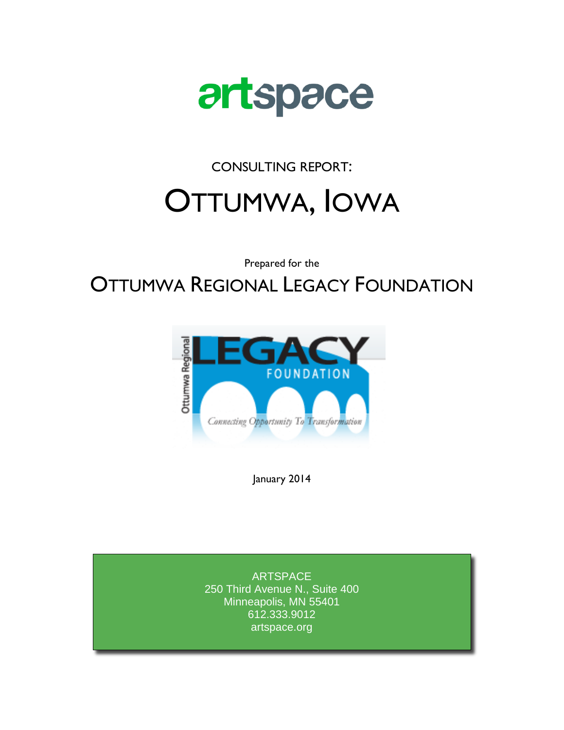artspace

CONSULTING REPORT:

# OTTUMWA, IOWA

Prepared for the

## OTTUMWA REGIONAL LEGACY FOUNDATION

January 2014

ARTSPACE
250 Third Avenue N., Suite 400
Minneapolis, MN 55401
612.333.9012
artspace.org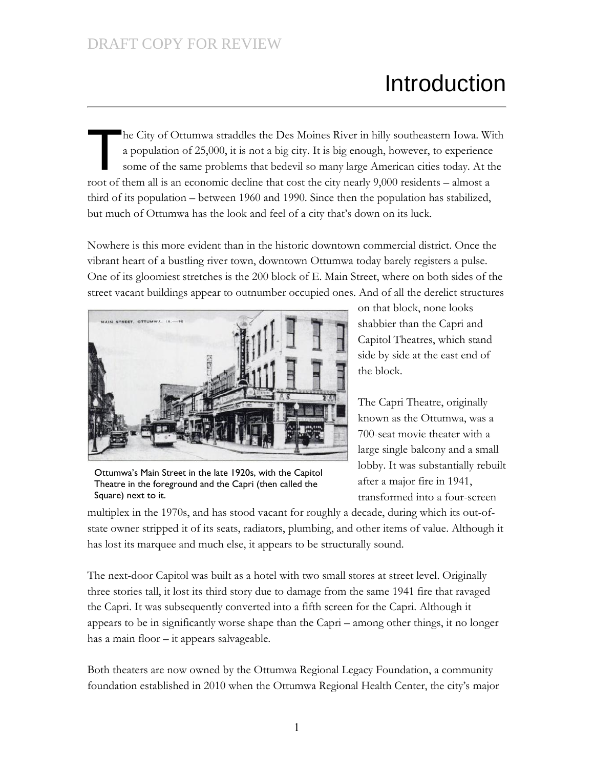# Introduction

The City of Ottumwa straddles the Des Moines River in hilly southeastern Iowa. With a population of 25,000, it is not a big city. It is big enough, however, to experience some of the same problems that bedevil so many large American cities today. At the root of them all is an economic decline that cost the city nearly 9,000 residents – almost a third of its population – between 1960 and 1990. Since then the population has stabilized, but much of Ottumwa has the look and feel of a city that's down on its luck.

Nowhere is this more evident than in the historic downtown commercial district. Once the vibrant heart of a bustling river town, downtown Ottumwa today barely registers a pulse. One of its gloomiest stretches is the 200 block of E. Main Street, where on both sides of the street vacant buildings appear to outnumber occupied ones. And of all the derelict structures on that block, none looks shabbier than the Capri and Capitol Theatres, which stand side by side at the east end of the block.

Ottumwa's Main Street in the late 1920s, with the Capitol Theatre in the foreground and the Capri (then called the Square) next to it.

The Capri Theatre, originally known as the Ottumwa, was a 700-seat movie theater with a large single balcony and a small lobby. It was substantially rebuilt after a major fire in 1941, transformed into a four-screen multiplex in the 1970s, and has stood vacant for roughly a decade, during which its out-of-state owner stripped it of its seats, radiators, plumbing, and other items of value. Although it has lost its marquee and much else, it appears to be structurally sound.

The next-door Capitol was built as a hotel with two small stores at street level. Originally three stories tall, it lost its third story due to damage from the same 1941 fire that ravaged the Capri. It was subsequently converted into a fifth screen for the Capri. Although it appears to be in significantly worse shape than the Capri – among other things, it no longer has a main floor – it appears salvageable.

Both theaters are now owned by the Ottumwa Regional Legacy Foundation, a community foundation established in 2010 when the Ottumwa Regional Health Center, the city's major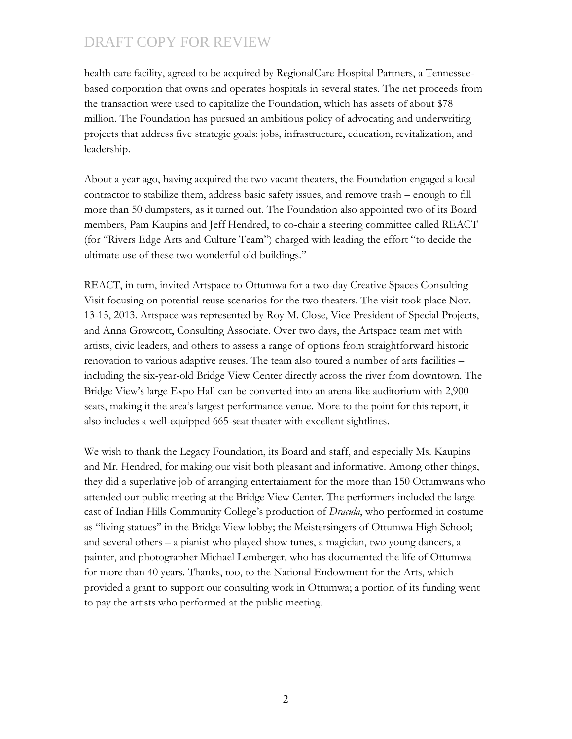health care facility, agreed to be acquired by RegionalCare Hospital Partners, a Tennessee-based corporation that owns and operates hospitals in several states. The net proceeds from the transaction were used to capitalize the Foundation, which has assets of about $78 million. The Foundation has pursued an ambitious policy of advocating and underwriting projects that address five strategic goals: jobs, infrastructure, education, revitalization, and leadership.

About a year ago, having acquired the two vacant theaters, the Foundation engaged a local contractor to stabilize them, address basic safety issues, and remove trash – enough to fill more than 50 dumpsters, as it turned out. The Foundation also appointed two of its Board members, Pam Kaupins and Jeff Hendred, to co-chair a steering committee called REACT (for "Rivers Edge Arts and Culture Team") charged with leading the effort "to decide the ultimate use of these two wonderful old buildings."

REACT, in turn, invited Artspace to Ottumwa for a two-day Creative Spaces Consulting Visit focusing on potential reuse scenarios for the two theaters. The visit took place Nov. 13-15, 2013. Artspace was represented by Roy M. Close, Vice President of Special Projects, and Anna Growcott, Consulting Associate. Over two days, the Artspace team met with artists, civic leaders, and others to assess a range of options from straightforward historic renovation to various adaptive reuses. The team also toured a number of arts facilities – including the six-year-old Bridge View Center directly across the river from downtown. The Bridge View's large Expo Hall can be converted into an arena-like auditorium with 2,900 seats, making it the area's largest performance venue. More to the point for this report, it also includes a well-equipped 665-seat theater with excellent sightlines.

We wish to thank the Legacy Foundation, its Board and staff, and especially Ms. Kaupins and Mr. Hendred, for making our visit both pleasant and informative. Among other things, they did a superlative job of arranging entertainment for the more than 150 Ottumwans who attended our public meeting at the Bridge View Center. The performers included the large cast of Indian Hills Community College's production of *Dracula*, who performed in costume as "living statues" in the Bridge View lobby; the Meistersingers of Ottumwa High School; and several others – a pianist who played show tunes, a magician, two young dancers, a painter, and photographer Michael Lemberger, who has documented the life of Ottumwa for more than 40 years. Thanks, too, to the National Endowment for the Arts, which provided a grant to support our consulting work in Ottumwa; a portion of its funding went to pay the artists who performed at the public meeting.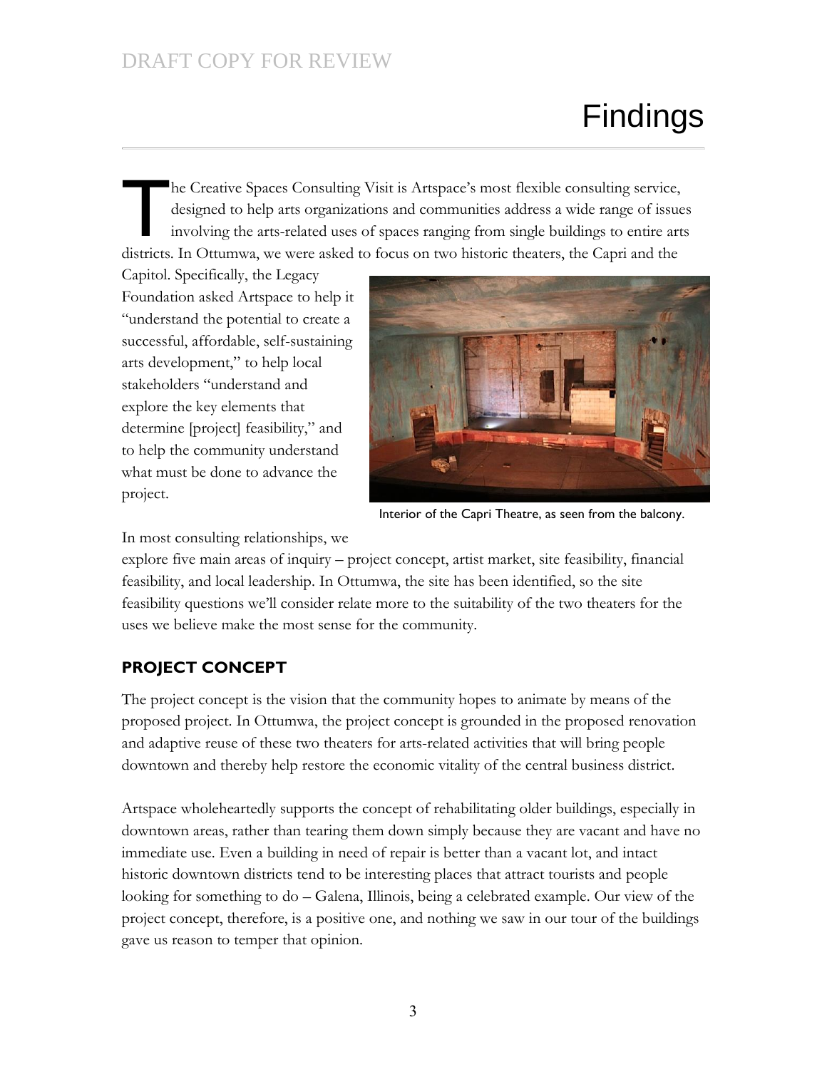# Findings

The Creative Spaces Consulting Visit is Artspace's most flexible consulting service, designed to help arts organizations and communities address a wide range of issues involving the arts-related uses of spaces ranging from single buildings to entire arts districts. In Ottumwa, we were asked to focus on two historic theaters, the Capri and the Capitol. Specifically, the Legacy Foundation asked Artspace to help it "understand the potential to create a successful, affordable, self-sustaining arts development," to help local stakeholders "understand and explore the key elements that determine [project] feasibility," and to help the community understand what must be done to advance the project.

Interior of the Capri Theatre, as seen from the balcony.

In most consulting relationships, we explore five main areas of inquiry – project concept, artist market, site feasibility, financial feasibility, and local leadership. In Ottumwa, the site has been identified, so the site feasibility questions we'll consider relate more to the suitability of the two theaters for the uses we believe make the most sense for the community.

## PROJECT CONCEPT

The project concept is the vision that the community hopes to animate by means of the proposed project. In Ottumwa, the project concept is grounded in the proposed renovation and adaptive reuse of these two theaters for arts-related activities that will bring people downtown and thereby help restore the economic vitality of the central business district.

Artspace wholeheartedly supports the concept of rehabilitating older buildings, especially in downtown areas, rather than tearing them down simply because they are vacant and have no immediate use. Even a building in need of repair is better than a vacant lot, and intact historic downtown districts tend to be interesting places that attract tourists and people looking for something to do – Galena, Illinois, being a celebrated example. Our view of the project concept, therefore, is a positive one, and nothing we saw in our tour of the buildings gave us reason to temper that opinion.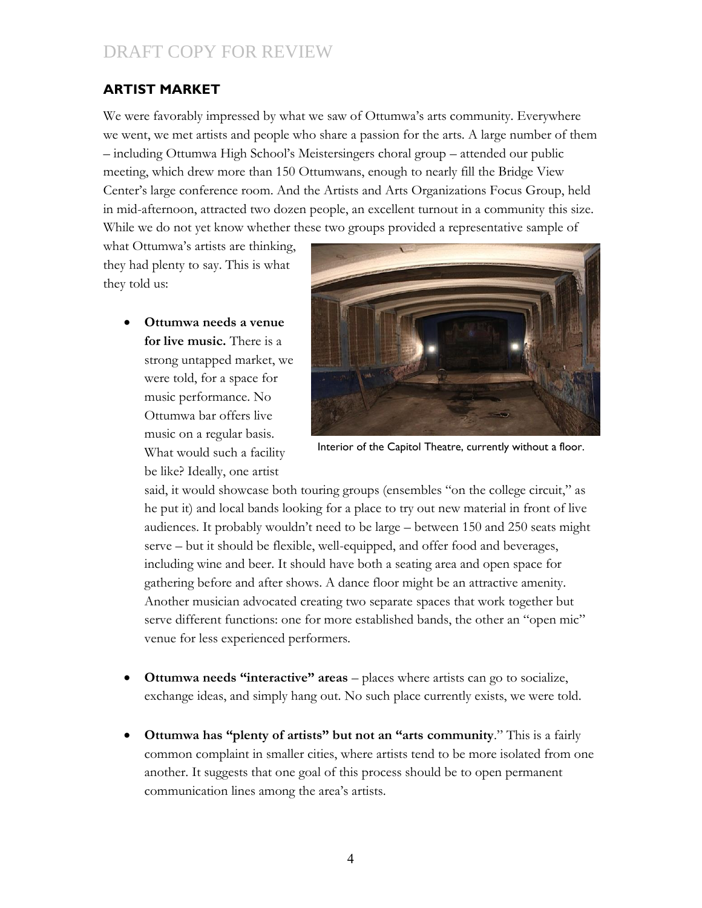## ARTIST MARKET

We were favorably impressed by what we saw of Ottumwa's arts community. Everywhere we went, we met artists and people who share a passion for the arts. A large number of them – including Ottumwa High School's Meistersingers choral group – attended our public meeting, which drew more than 150 Ottumwans, enough to nearly fill the Bridge View Center's large conference room. And the Artists and Arts Organizations Focus Group, held in mid-afternoon, attracted two dozen people, an excellent turnout in a community this size. While we do not yet know whether these two groups provided a representative sample of what Ottumwa's artists are thinking, they had plenty to say. This is what they told us:

Interior of the Capitol Theatre, currently without a floor.

- **Ottumwa needs a venue for live music.** There is a strong untapped market, we were told, for a space for music performance. No Ottumwa bar offers live music on a regular basis. What would such a facility be like? Ideally, one artist said, it would showcase both touring groups (ensembles "on the college circuit," as he put it) and local bands looking for a place to try out new material in front of live audiences. It probably wouldn't need to be large – between 150 and 250 seats might serve – but it should be flexible, well-equipped, and offer food and beverages, including wine and beer. It should have both a seating area and open space for gathering before and after shows. A dance floor might be an attractive amenity. Another musician advocated creating two separate spaces that work together but serve different functions: one for more established bands, the other an "open mic" venue for less experienced performers.

- **Ottumwa needs "interactive" areas** – places where artists can go to socialize, exchange ideas, and simply hang out. No such place currently exists, we were told.

- **Ottumwa has "plenty of artists" but not an "arts community**." This is a fairly common complaint in smaller cities, where artists tend to be more isolated from one another. It suggests that one goal of this process should be to open permanent communication lines among the area's artists.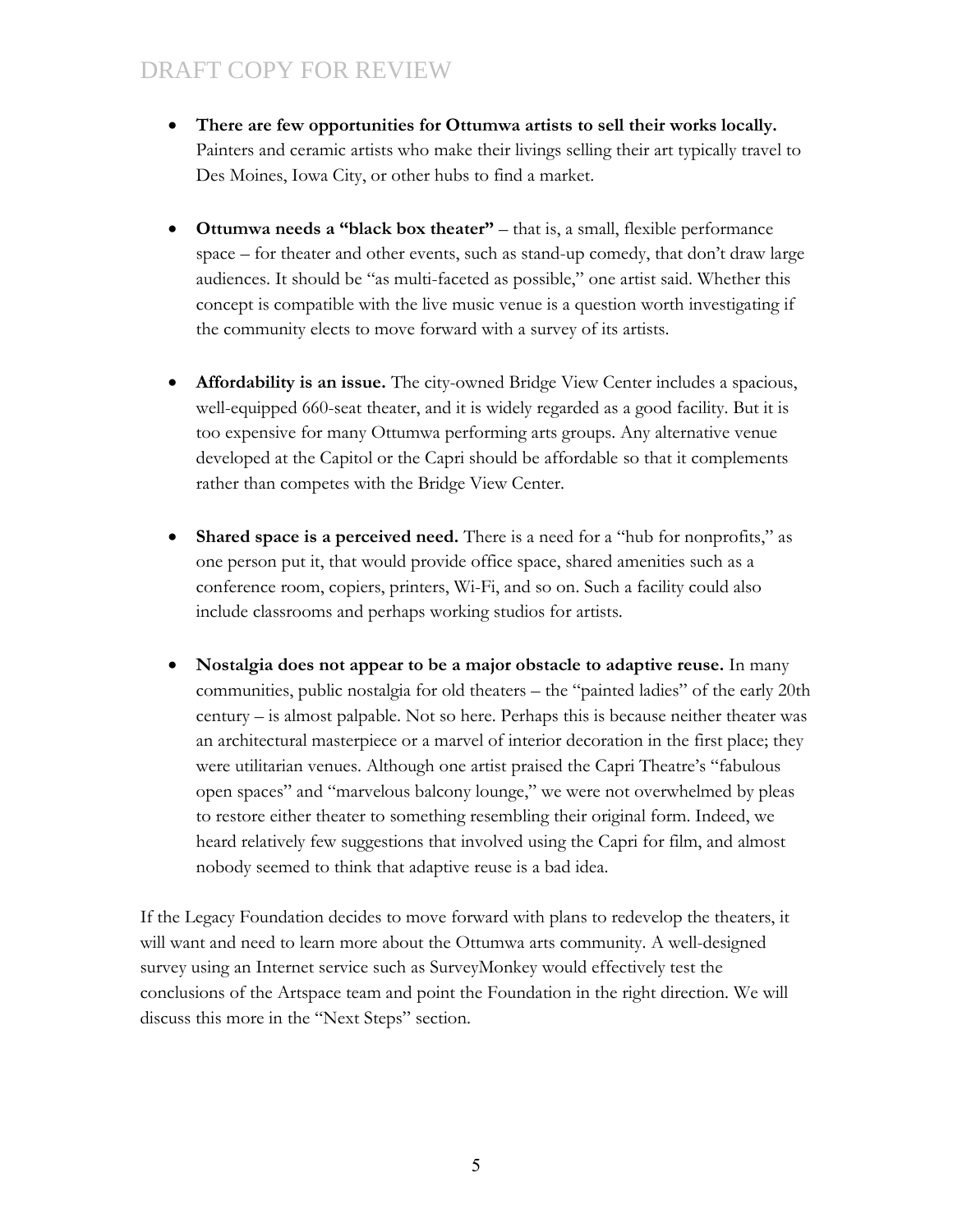- **There are few opportunities for Ottumwa artists to sell their works locally.** Painters and ceramic artists who make their livings selling their art typically travel to Des Moines, Iowa City, or other hubs to find a market.

- **Ottumwa needs a "black box theater"** – that is, a small, flexible performance space – for theater and other events, such as stand-up comedy, that don't draw large audiences. It should be "as multi-faceted as possible," one artist said. Whether this concept is compatible with the live music venue is a question worth investigating if the community elects to move forward with a survey of its artists.

- **Affordability is an issue.** The city-owned Bridge View Center includes a spacious, well-equipped 660-seat theater, and it is widely regarded as a good facility. But it is too expensive for many Ottumwa performing arts groups. Any alternative venue developed at the Capitol or the Capri should be affordable so that it complements rather than competes with the Bridge View Center.

- **Shared space is a perceived need.** There is a need for a "hub for nonprofits," as one person put it, that would provide office space, shared amenities such as a conference room, copiers, printers, Wi-Fi, and so on. Such a facility could also include classrooms and perhaps working studios for artists.

- **Nostalgia does not appear to be a major obstacle to adaptive reuse.** In many communities, public nostalgia for old theaters – the "painted ladies" of the early 20th century – is almost palpable. Not so here. Perhaps this is because neither theater was an architectural masterpiece or a marvel of interior decoration in the first place; they were utilitarian venues. Although one artist praised the Capri Theatre's "fabulous open spaces" and "marvelous balcony lounge," we were not overwhelmed by pleas to restore either theater to something resembling their original form. Indeed, we heard relatively few suggestions that involved using the Capri for film, and almost nobody seemed to think that adaptive reuse is a bad idea.

If the Legacy Foundation decides to move forward with plans to redevelop the theaters, it will want and need to learn more about the Ottumwa arts community. A well-designed survey using an Internet service such as SurveyMonkey would effectively test the conclusions of the Artspace team and point the Foundation in the right direction. We will discuss this more in the "Next Steps" section.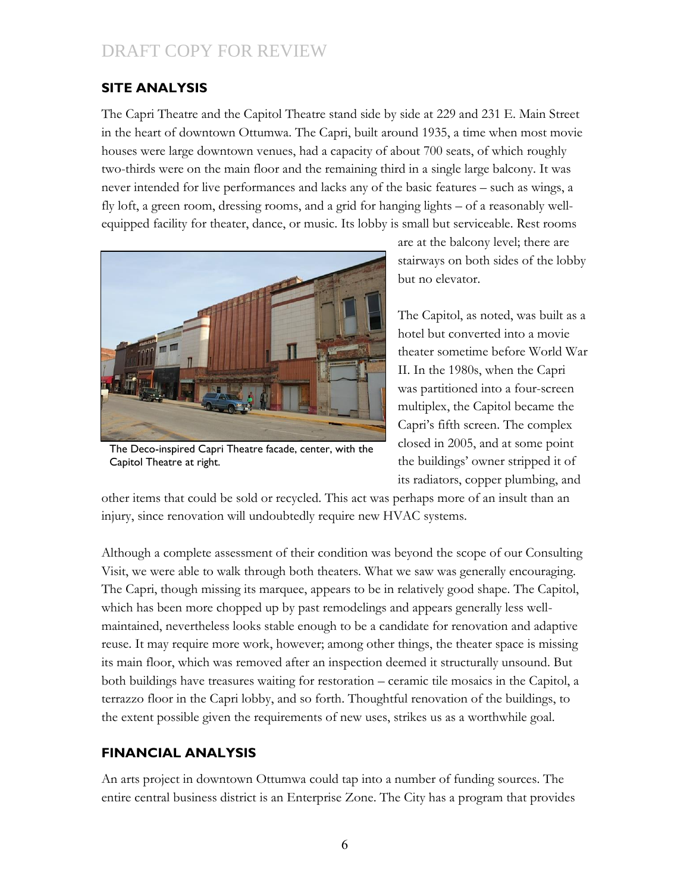## SITE ANALYSIS

The Capri Theatre and the Capitol Theatre stand side by side at 229 and 231 E. Main Street in the heart of downtown Ottumwa. The Capri, built around 1935, a time when most movie houses were large downtown venues, had a capacity of about 700 seats, of which roughly two-thirds were on the main floor and the remaining third in a single large balcony. It was never intended for live performances and lacks any of the basic features – such as wings, a fly loft, a green room, dressing rooms, and a grid for hanging lights – of a reasonably well-equipped facility for theater, dance, or music. Its lobby is small but serviceable. Rest rooms are at the balcony level; there are stairways on both sides of the lobby but no elevator.

The Deco-inspired Capri Theatre facade, center, with the Capitol Theatre at right.

The Capitol, as noted, was built as a hotel but converted into a movie theater sometime before World War II. In the 1980s, when the Capri was partitioned into a four-screen multiplex, the Capitol became the Capri's fifth screen. The complex closed in 2005, and at some point the buildings' owner stripped it of its radiators, copper plumbing, and other items that could be sold or recycled. This act was perhaps more of an insult than an injury, since renovation will undoubtedly require new HVAC systems.

Although a complete assessment of their condition was beyond the scope of our Consulting Visit, we were able to walk through both theaters. What we saw was generally encouraging. The Capri, though missing its marquee, appears to be in relatively good shape. The Capitol, which has been more chopped up by past remodelings and appears generally less well-maintained, nevertheless looks stable enough to be a candidate for renovation and adaptive reuse. It may require more work, however; among other things, the theater space is missing its main floor, which was removed after an inspection deemed it structurally unsound. But both buildings have treasures waiting for restoration – ceramic tile mosaics in the Capitol, a terrazzo floor in the Capri lobby, and so forth. Thoughtful renovation of the buildings, to the extent possible given the requirements of new uses, strikes us as a worthwhile goal.

## FINANCIAL ANALYSIS

An arts project in downtown Ottumwa could tap into a number of funding sources. The entire central business district is an Enterprise Zone. The City has a program that provides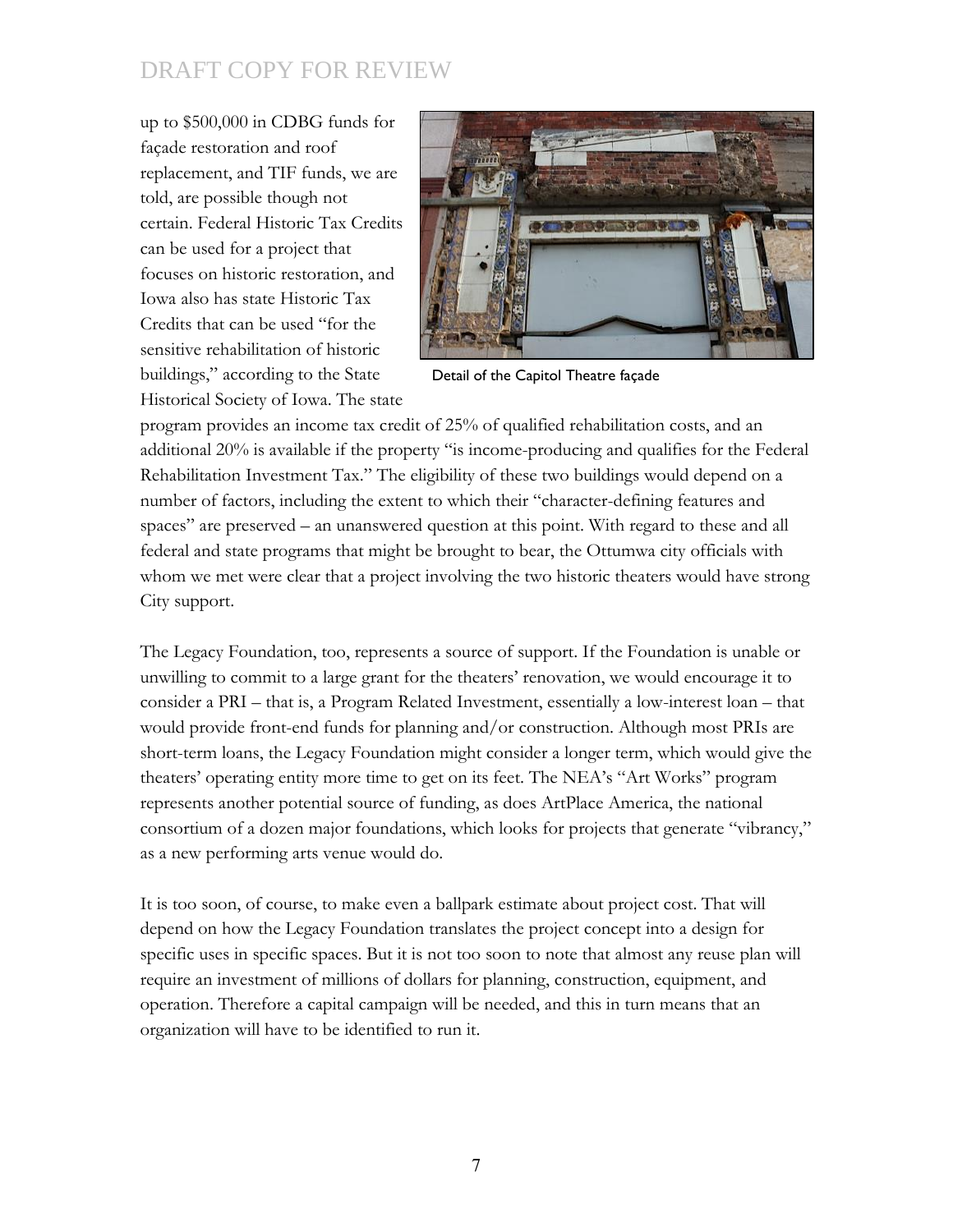up to $500,000 in CDBG funds for façade restoration and roof replacement, and TIF funds, we are told, are possible though not certain. Federal Historic Tax Credits can be used for a project that focuses on historic restoration, and Iowa also has state Historic Tax Credits that can be used "for the sensitive rehabilitation of historic buildings," according to the State Historical Society of Iowa. The state program provides an income tax credit of 25% of qualified rehabilitation costs, and an additional 20% is available if the property "is income-producing and qualifies for the Federal Rehabilitation Investment Tax." The eligibility of these two buildings would depend on a number of factors, including the extent to which their "character-defining features and spaces" are preserved – an unanswered question at this point. With regard to these and all federal and state programs that might be brought to bear, the Ottumwa city officials with whom we met were clear that a project involving the two historic theaters would have strong City support.

Detail of the Capitol Theatre façade

The Legacy Foundation, too, represents a source of support. If the Foundation is unable or unwilling to commit to a large grant for the theaters' renovation, we would encourage it to consider a PRI – that is, a Program Related Investment, essentially a low-interest loan – that would provide front-end funds for planning and/or construction. Although most PRIs are short-term loans, the Legacy Foundation might consider a longer term, which would give the theaters' operating entity more time to get on its feet. The NEA's "Art Works" program represents another potential source of funding, as does ArtPlace America, the national consortium of a dozen major foundations, which looks for projects that generate "vibrancy," as a new performing arts venue would do.

It is too soon, of course, to make even a ballpark estimate about project cost. That will depend on how the Legacy Foundation translates the project concept into a design for specific uses in specific spaces. But it is not too soon to note that almost any reuse plan will require an investment of millions of dollars for planning, construction, equipment, and operation. Therefore a capital campaign will be needed, and this in turn means that an organization will have to be identified to run it.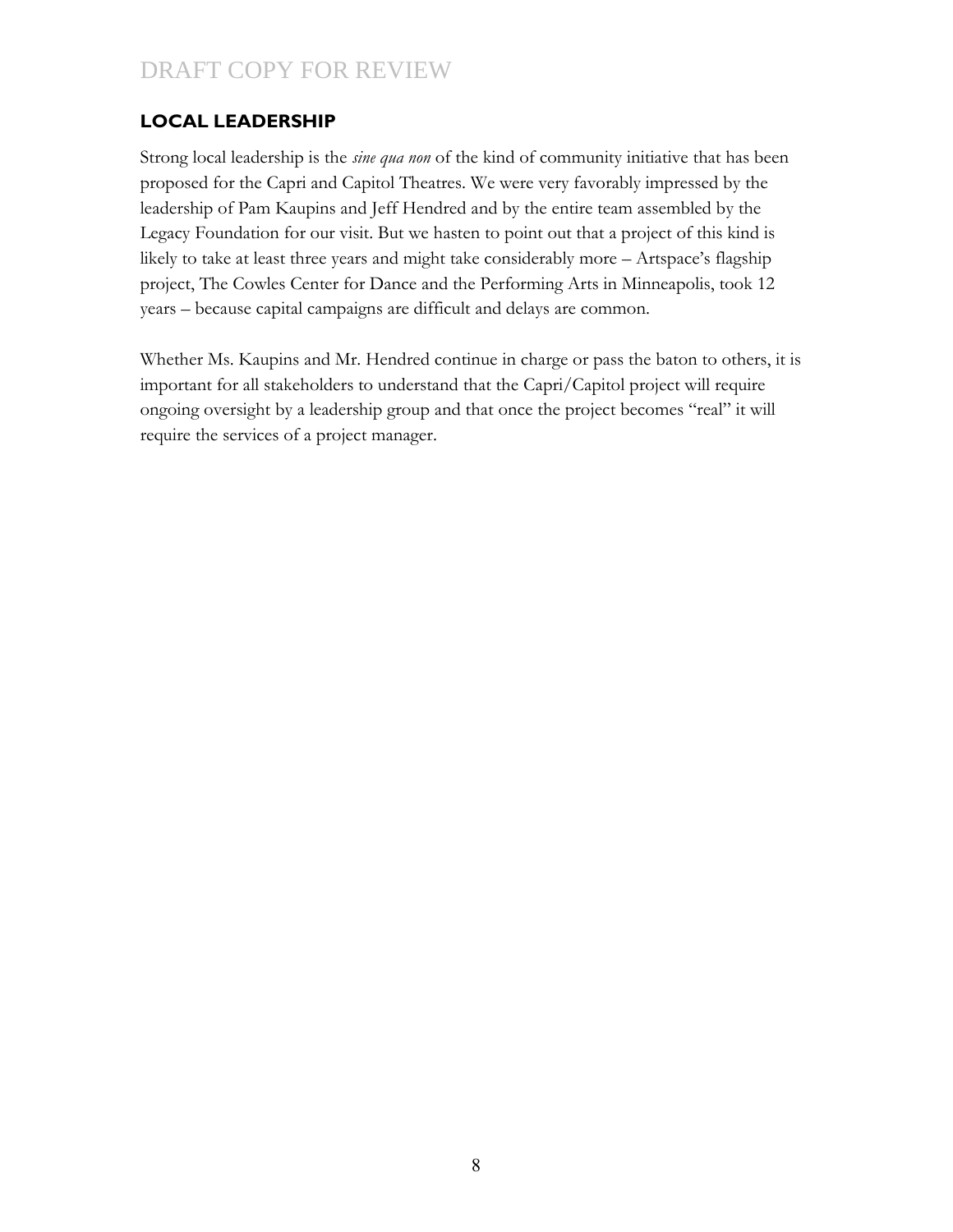## LOCAL LEADERSHIP

Strong local leadership is the *sine qua non* of the kind of community initiative that has been proposed for the Capri and Capitol Theatres. We were very favorably impressed by the leadership of Pam Kaupins and Jeff Hendred and by the entire team assembled by the Legacy Foundation for our visit. But we hasten to point out that a project of this kind is likely to take at least three years and might take considerably more – Artspace's flagship project, The Cowles Center for Dance and the Performing Arts in Minneapolis, took 12 years – because capital campaigns are difficult and delays are common.

Whether Ms. Kaupins and Mr. Hendred continue in charge or pass the baton to others, it is important for all stakeholders to understand that the Capri/Capitol project will require ongoing oversight by a leadership group and that once the project becomes "real" it will require the services of a project manager.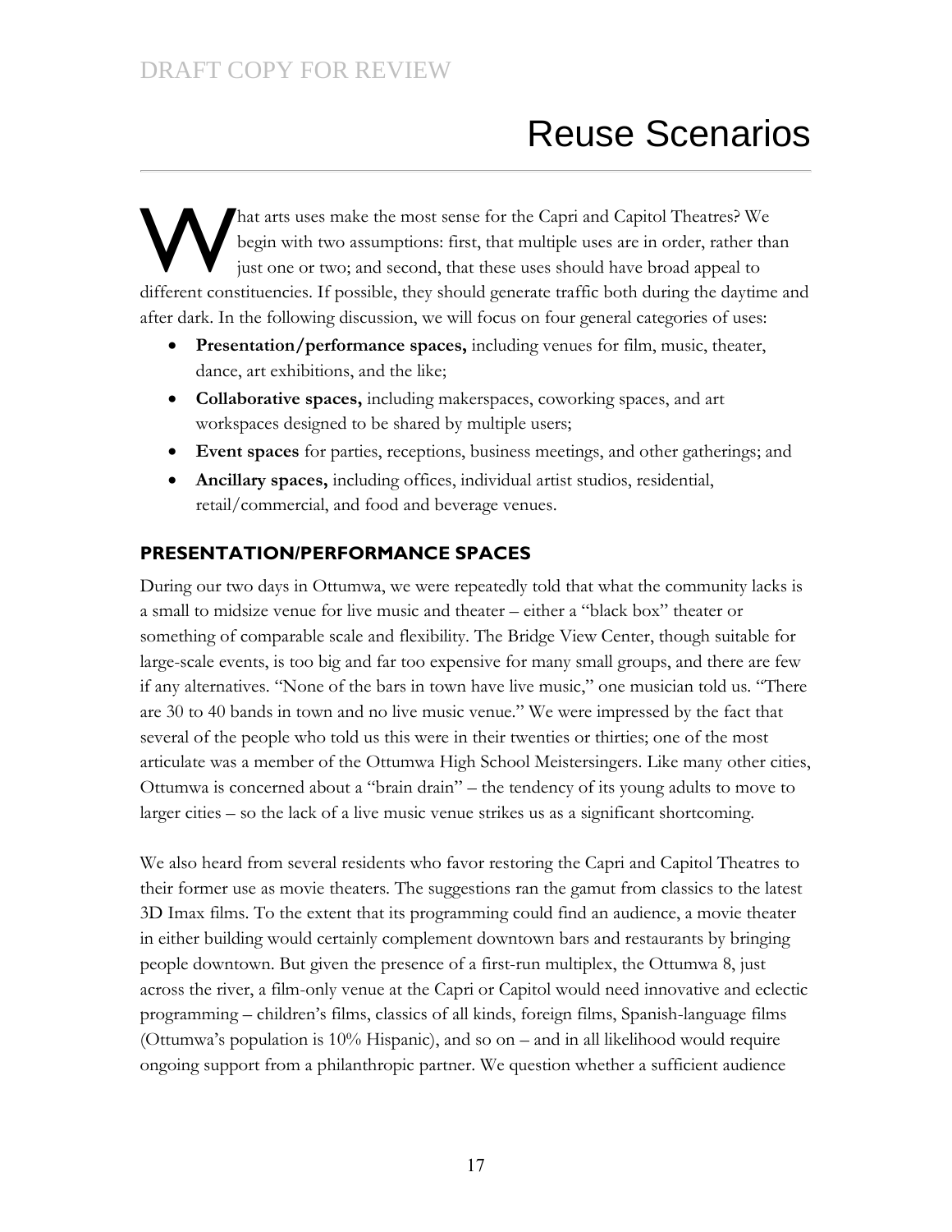# Reuse Scenarios

What arts uses make the most sense for the Capri and Capitol Theatres? We begin with two assumptions: first, that multiple uses are in order, rather than just one or two; and second, that these uses should have broad appeal to different constituencies. If possible, they should generate traffic both during the daytime and after dark. In the following discussion, we will focus on four general categories of uses:

- **Presentation/performance spaces,** including venues for film, music, theater, dance, art exhibitions, and the like;
- **Collaborative spaces,** including makerspaces, coworking spaces, and art workspaces designed to be shared by multiple users;
- **Event spaces** for parties, receptions, business meetings, and other gatherings; and
- **Ancillary spaces,** including offices, individual artist studios, residential, retail/commercial, and food and beverage venues.

## PRESENTATION/PERFORMANCE SPACES

During our two days in Ottumwa, we were repeatedly told that what the community lacks is a small to midsize venue for live music and theater – either a "black box" theater or something of comparable scale and flexibility. The Bridge View Center, though suitable for large-scale events, is too big and far too expensive for many small groups, and there are few if any alternatives. "None of the bars in town have live music," one musician told us. "There are 30 to 40 bands in town and no live music venue." We were impressed by the fact that several of the people who told us this were in their twenties or thirties; one of the most articulate was a member of the Ottumwa High School Meistersingers. Like many other cities, Ottumwa is concerned about a "brain drain" – the tendency of its young adults to move to larger cities – so the lack of a live music venue strikes us as a significant shortcoming.

We also heard from several residents who favor restoring the Capri and Capitol Theatres to their former use as movie theaters. The suggestions ran the gamut from classics to the latest 3D Imax films. To the extent that its programming could find an audience, a movie theater in either building would certainly complement downtown bars and restaurants by bringing people downtown. But given the presence of a first-run multiplex, the Ottumwa 8, just across the river, a film-only venue at the Capri or Capitol would need innovative and eclectic programming – children's films, classics of all kinds, foreign films, Spanish-language films (Ottumwa's population is 10% Hispanic), and so on – and in all likelihood would require ongoing support from a philanthropic partner. We question whether a sufficient audience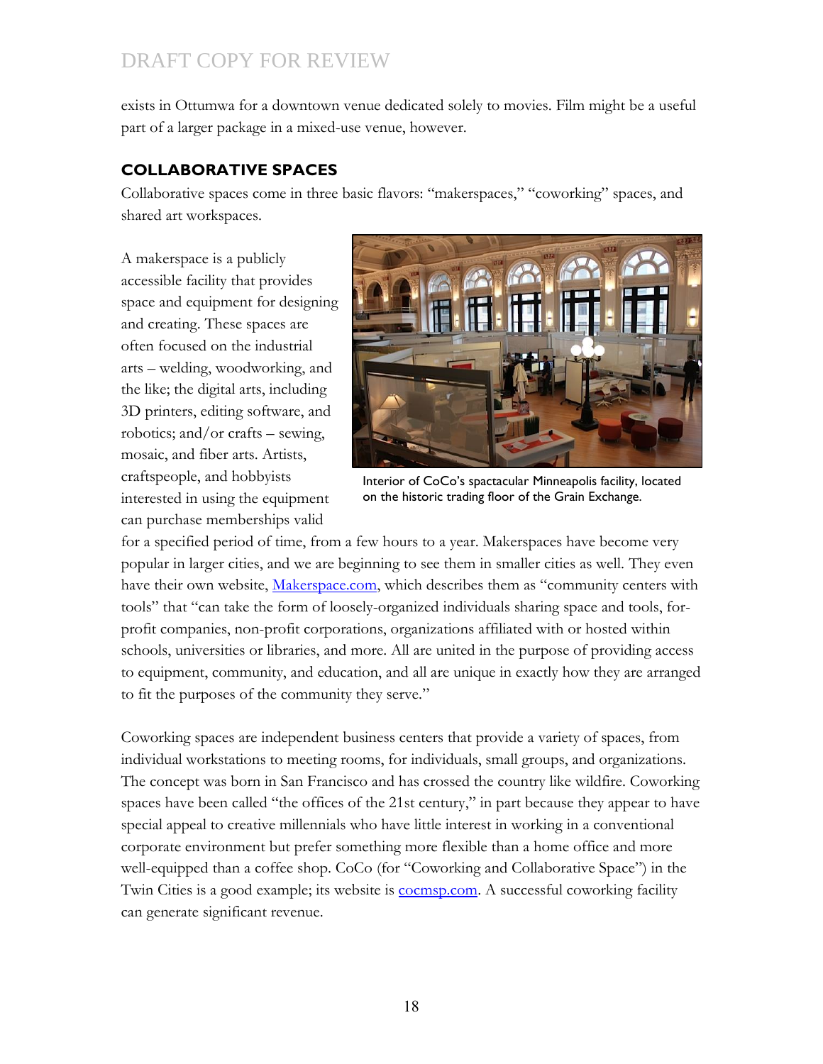exists in Ottumwa for a downtown venue dedicated solely to movies. Film might be a useful part of a larger package in a mixed-use venue, however.

## COLLABORATIVE SPACES

Collaborative spaces come in three basic flavors: "makerspaces," "coworking" spaces, and shared art workspaces.

A makerspace is a publicly accessible facility that provides space and equipment for designing and creating. These spaces are often focused on the industrial arts – welding, woodworking, and the like; the digital arts, including 3D printers, editing software, and robotics; and/or crafts – sewing, mosaic, and fiber arts. Artists, craftspeople, and hobbyists interested in using the equipment can purchase memberships valid for a specified period of time, from a few hours to a year. Makerspaces have become very popular in larger cities, and we are beginning to see them in smaller cities as well. They even have their own website, [Makerspace.com](Makerspace.com), which describes them as "community centers with tools" that "can take the form of loosely-organized individuals sharing space and tools, for-profit companies, non-profit corporations, organizations affiliated with or hosted within schools, universities or libraries, and more. All are united in the purpose of providing access to equipment, community, and education, and all are unique in exactly how they are arranged to fit the purposes of the community they serve."

Interior of CoCo's spactacular Minneapolis facility, located on the historic trading floor of the Grain Exchange.

Coworking spaces are independent business centers that provide a variety of spaces, from individual workstations to meeting rooms, for individuals, small groups, and organizations. The concept was born in San Francisco and has crossed the country like wildfire. Coworking spaces have been called "the offices of the 21st century," in part because they appear to have special appeal to creative millennials who have little interest in working in a conventional corporate environment but prefer something more flexible than a home office and more well-equipped than a coffee shop. CoCo (for "Coworking and Collaborative Space") in the Twin Cities is a good example; its website is [cocmsp.com](cocmsp.com). A successful coworking facility can generate significant revenue.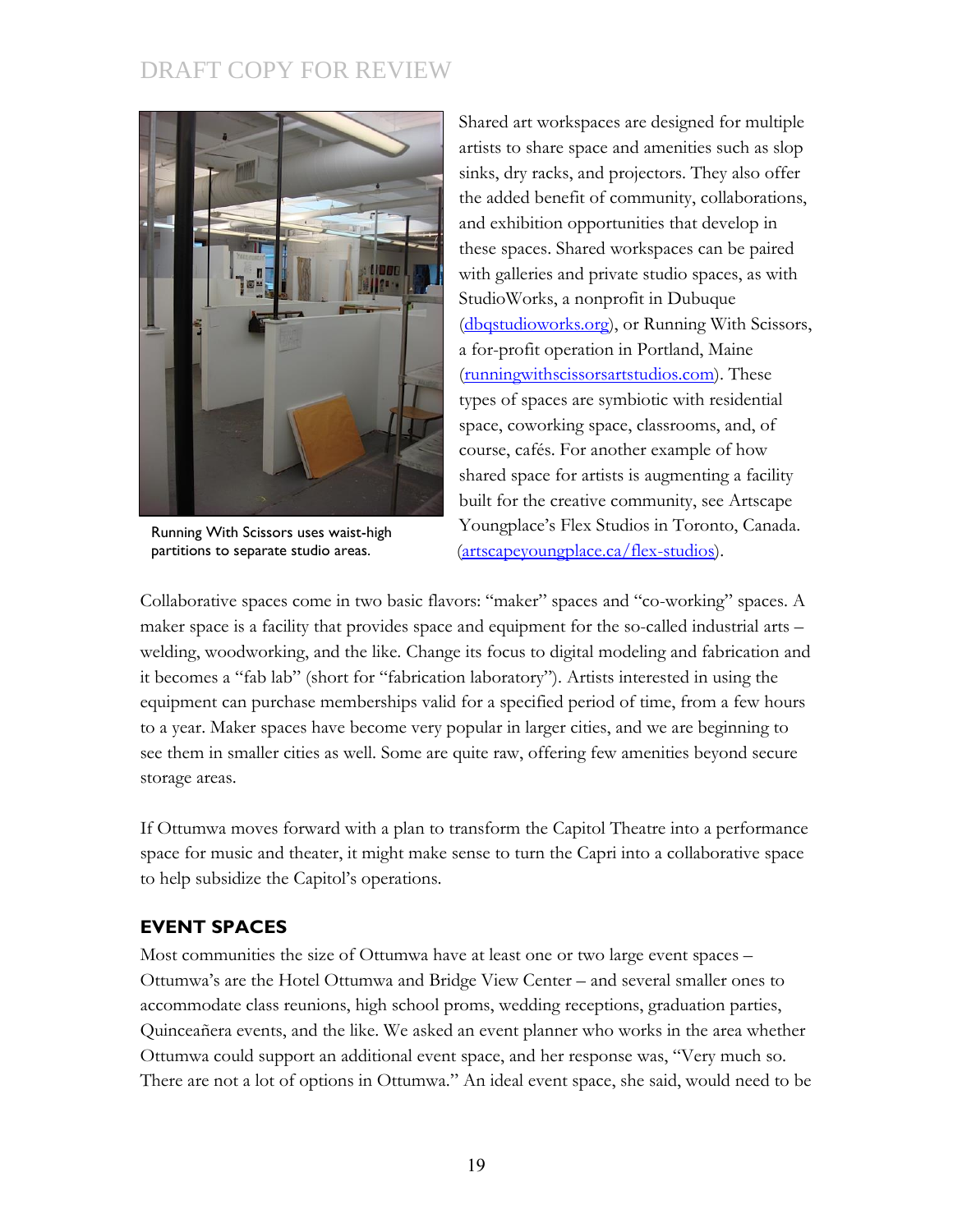Shared art workspaces are designed for multiple artists to share space and amenities such as slop sinks, dry racks, and projectors. They also offer the added benefit of community, collaborations, and exhibition opportunities that develop in these spaces. Shared workspaces can be paired with galleries and private studio spaces, as with StudioWorks, a nonprofit in Dubuque (dbqstudioworks.org), or Running With Scissors, a for-profit operation in Portland, Maine (runningwithscissorsartstudios.com). These types of spaces are symbiotic with residential space, coworking space, classrooms, and, of course, cafés. For another example of how shared space for artists is augmenting a facility built for the creative community, see Artscape Youngplace's Flex Studios in Toronto, Canada. (artscapeyoungplace.ca/flex-studios).

Running With Scissors uses waist-high partitions to separate studio areas.

Collaborative spaces come in two basic flavors: "maker" spaces and "co-working" spaces. A maker space is a facility that provides space and equipment for the so-called industrial arts – welding, woodworking, and the like. Change its focus to digital modeling and fabrication and it becomes a "fab lab" (short for "fabrication laboratory"). Artists interested in using the equipment can purchase memberships valid for a specified period of time, from a few hours to a year. Maker spaces have become very popular in larger cities, and we are beginning to see them in smaller cities as well. Some are quite raw, offering few amenities beyond secure storage areas.

If Ottumwa moves forward with a plan to transform the Capitol Theatre into a performance space for music and theater, it might make sense to turn the Capri into a collaborative space to help subsidize the Capitol's operations.

## EVENT SPACES

Most communities the size of Ottumwa have at least one or two large event spaces – Ottumwa's are the Hotel Ottumwa and Bridge View Center – and several smaller ones to accommodate class reunions, high school proms, wedding receptions, graduation parties, Quinceañera events, and the like. We asked an event planner who works in the area whether Ottumwa could support an additional event space, and her response was, "Very much so. There are not a lot of options in Ottumwa." An ideal event space, she said, would need to be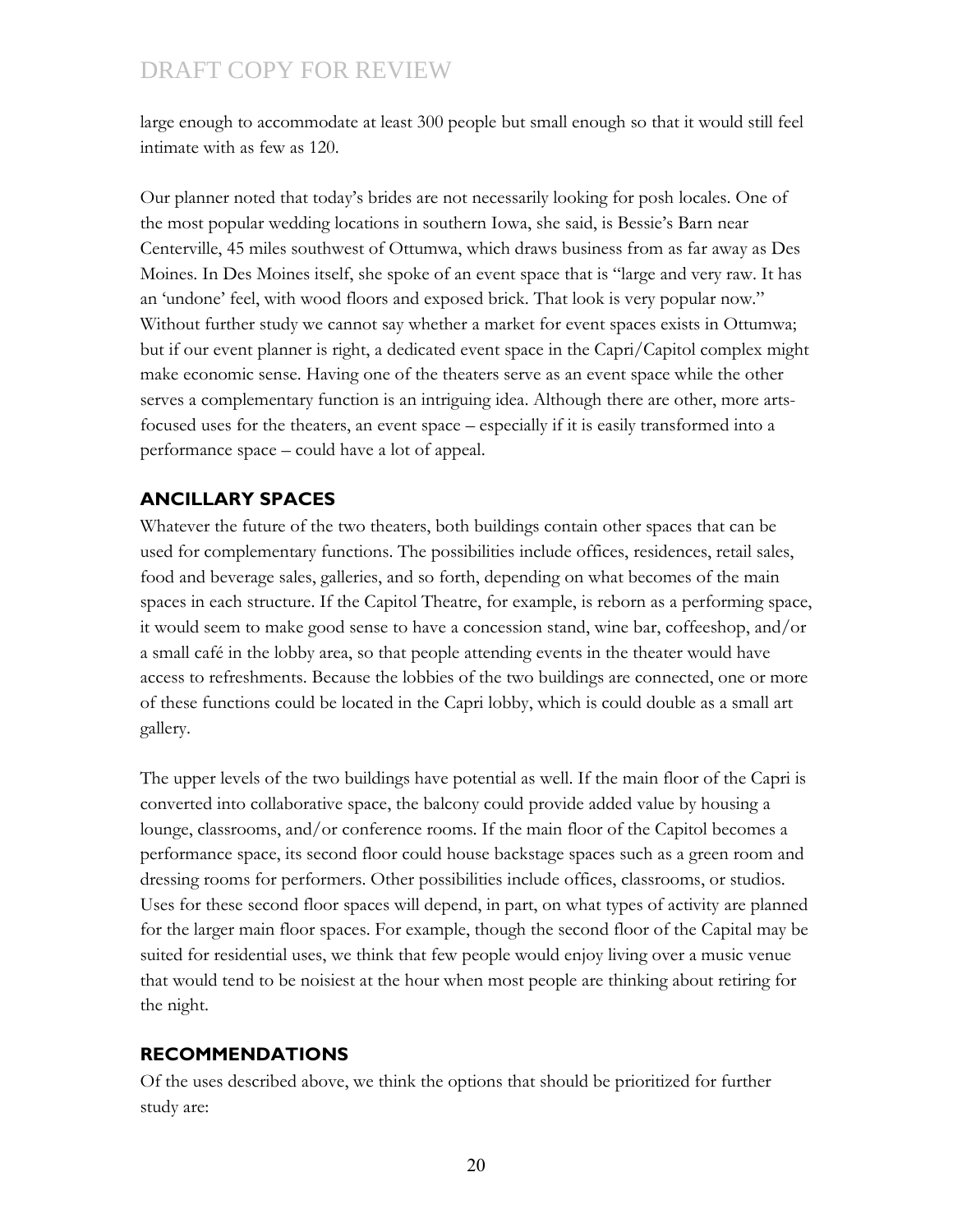large enough to accommodate at least 300 people but small enough so that it would still feel intimate with as few as 120.

Our planner noted that today's brides are not necessarily looking for posh locales. One of the most popular wedding locations in southern Iowa, she said, is Bessie's Barn near Centerville, 45 miles southwest of Ottumwa, which draws business from as far away as Des Moines. In Des Moines itself, she spoke of an event space that is "large and very raw. It has an 'undone' feel, with wood floors and exposed brick. That look is very popular now." Without further study we cannot say whether a market for event spaces exists in Ottumwa; but if our event planner is right, a dedicated event space in the Capri/Capitol complex might make economic sense. Having one of the theaters serve as an event space while the other serves a complementary function is an intriguing idea. Although there are other, more arts-focused uses for the theaters, an event space – especially if it is easily transformed into a performance space – could have a lot of appeal.

## ANCILLARY SPACES

Whatever the future of the two theaters, both buildings contain other spaces that can be used for complementary functions. The possibilities include offices, residences, retail sales, food and beverage sales, galleries, and so forth, depending on what becomes of the main spaces in each structure. If the Capitol Theatre, for example, is reborn as a performing space, it would seem to make good sense to have a concession stand, wine bar, coffeeshop, and/or a small café in the lobby area, so that people attending events in the theater would have access to refreshments. Because the lobbies of the two buildings are connected, one or more of these functions could be located in the Capri lobby, which is could double as a small art gallery.

The upper levels of the two buildings have potential as well. If the main floor of the Capri is converted into collaborative space, the balcony could provide added value by housing a lounge, classrooms, and/or conference rooms. If the main floor of the Capitol becomes a performance space, its second floor could house backstage spaces such as a green room and dressing rooms for performers. Other possibilities include offices, classrooms, or studios. Uses for these second floor spaces will depend, in part, on what types of activity are planned for the larger main floor spaces. For example, though the second floor of the Capital may be suited for residential uses, we think that few people would enjoy living over a music venue that would tend to be noisiest at the hour when most people are thinking about retiring for the night.

## RECOMMENDATIONS

Of the uses described above, we think the options that should be prioritized for further study are: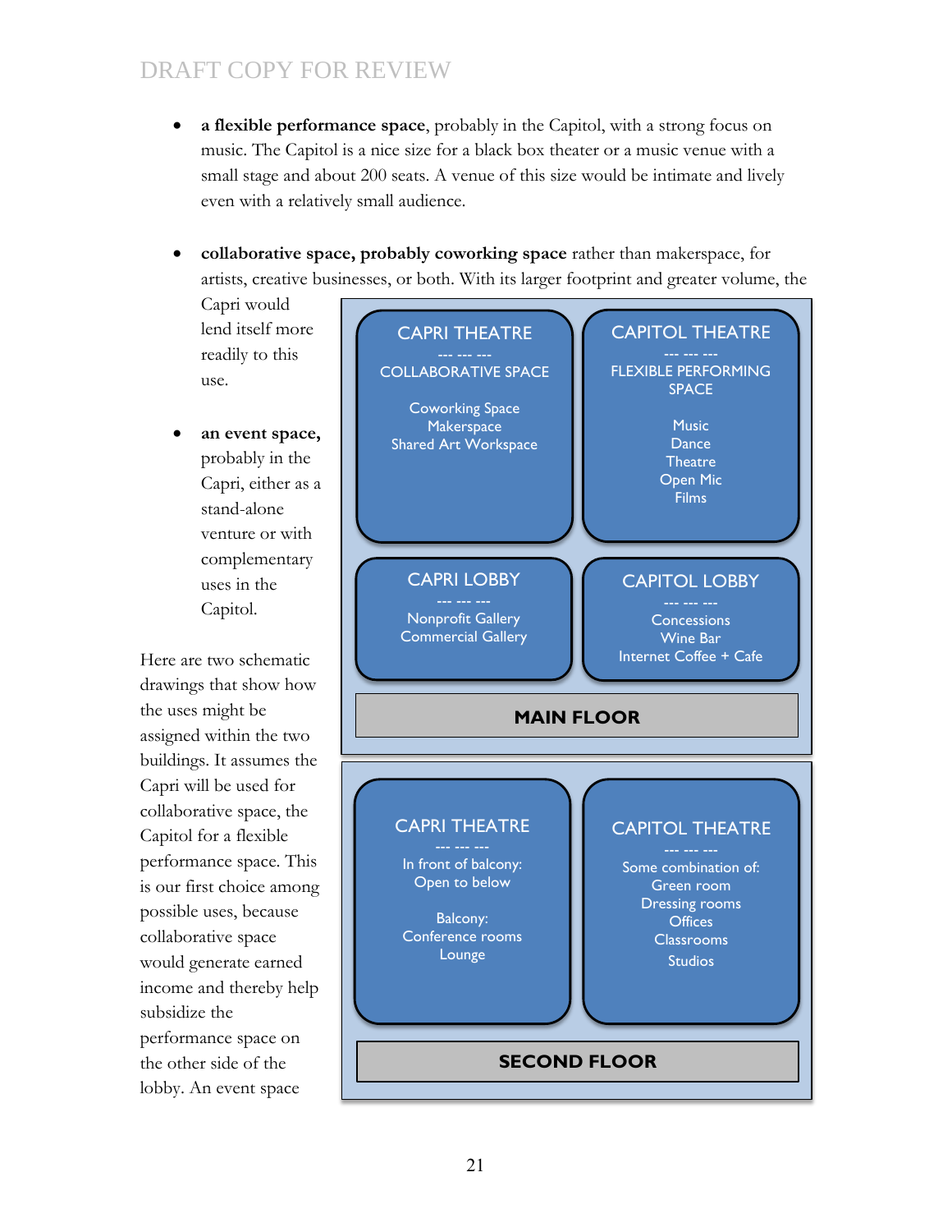DRAFT COPY FOR REVIEW

- **a flexible performance space**, probably in the Capitol, with a strong focus on music. The Capitol is a nice size for a black box theater or a music venue with a small stage and about 200 seats. A venue of this size would be intimate and lively even with a relatively small audience.

- **collaborative space, probably coworking space** rather than makerspace, for artists, creative businesses, or both. With its larger footprint and greater volume, the Capri would lend itself more readily to this use.

- **an event space,** probably in the Capri, either as a stand-alone venture or with complementary uses in the Capitol.

Here are two schematic drawings that show how the uses might be assigned within the two buildings. It assumes the Capri will be used for collaborative space, the Capitol for a flexible performance space. This is our first choice among possible uses, because collaborative space would generate earned income and thereby help subsidize the performance space on the other side of the lobby. An event space

**MAIN FLOOR**

| CAPRI THEATRE | CAPITOL THEATRE |
|---|---|
| COLLABORATIVE SPACE<br>Coworking Space<br>Makerspace<br>Shared Art Workspace | FLEXIBLE PERFORMING SPACE<br>Music<br>Dance<br>Theatre<br>Open Mic<br>Films |
| **CAPRI LOBBY**<br>Nonprofit Gallery<br>Commercial Gallery | **CAPITOL LOBBY**<br>Concessions<br>Wine Bar<br>Internet Coffee + Cafe |

**SECOND FLOOR**

| CAPRI THEATRE | CAPITOL THEATRE |
|---|---|
| In front of balcony:<br>Open to below<br><br>Balcony:<br>Conference rooms<br>Lounge | Some combination of:<br>Green room<br>Dressing rooms<br>Offices<br>Classrooms<br>Studios |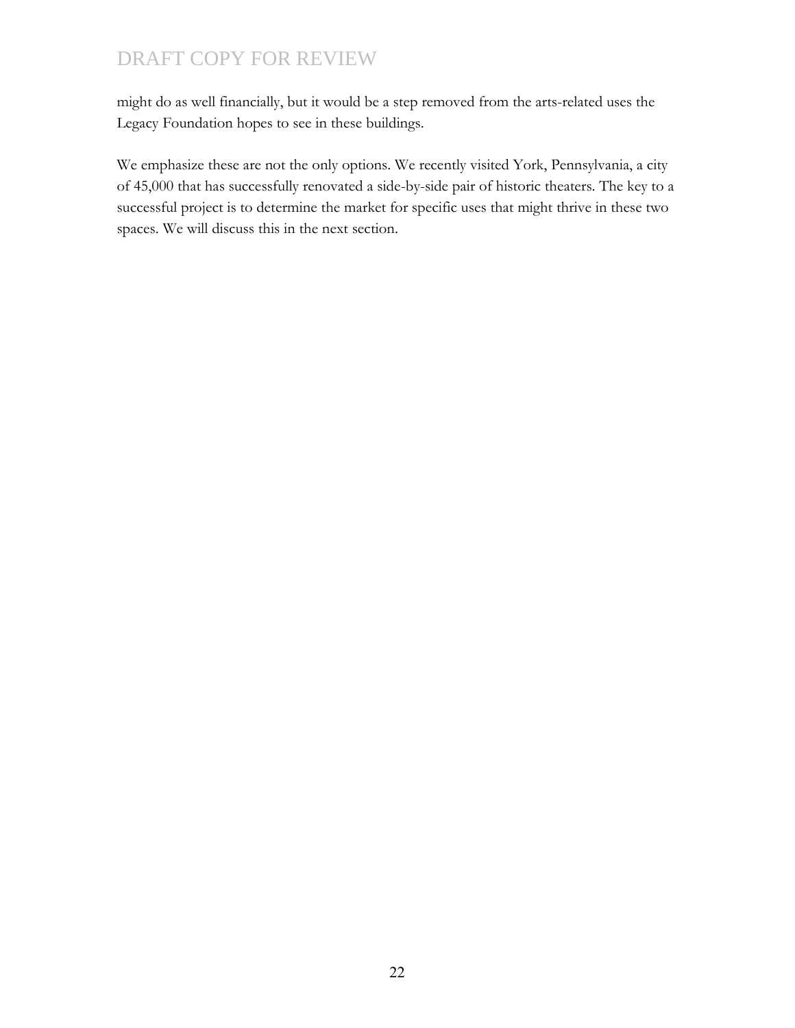might do as well financially, but it would be a step removed from the arts-related uses the Legacy Foundation hopes to see in these buildings.

We emphasize these are not the only options. We recently visited York, Pennsylvania, a city of 45,000 that has successfully renovated a side-by-side pair of historic theaters. The key to a successful project is to determine the market for specific uses that might thrive in these two spaces. We will discuss this in the next section.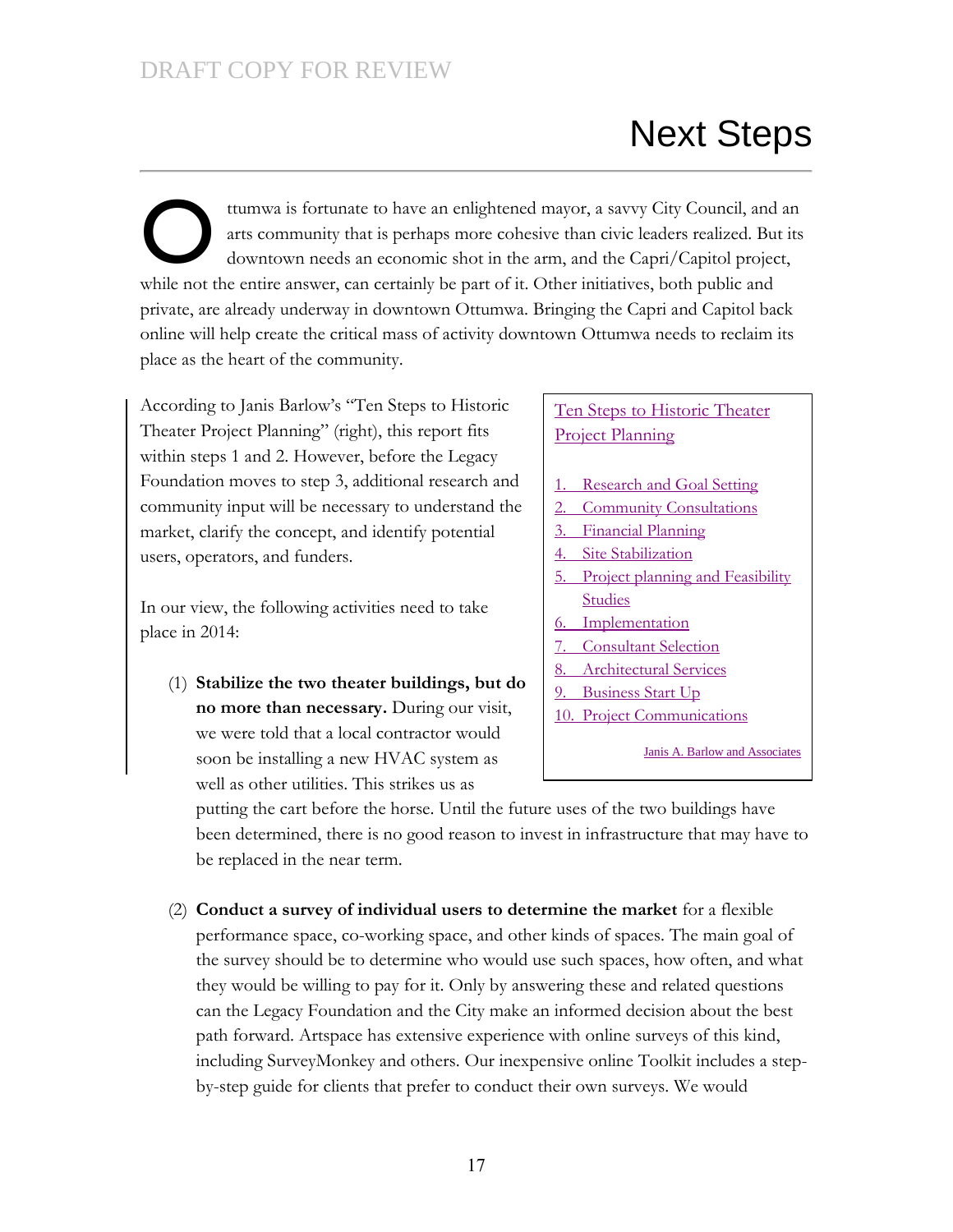DRAFT COPY FOR REVIEW

# Next Steps

Ottumwa is fortunate to have an enlightened mayor, a savvy City Council, and an arts community that is perhaps more cohesive than civic leaders realized. But its downtown needs an economic shot in the arm, and the Capri/Capitol project, while not the entire answer, can certainly be part of it. Other initiatives, both public and private, are already underway in downtown Ottumwa. Bringing the Capri and Capitol back online will help create the critical mass of activity downtown Ottumwa needs to reclaim its place as the heart of the community.

According to Janis Barlow's "Ten Steps to Historic Theater Project Planning" (right), this report fits within steps 1 and 2. However, before the Legacy Foundation moves to step 3, additional research and community input will be necessary to understand the market, clarify the concept, and identify potential users, operators, and funders.

> **Ten Steps to Historic Theater Project Planning**
>
> 1. Research and Goal Setting
> 2. Community Consultations
> 3. Financial Planning
> 4. Site Stabilization
> 5. Project planning and Feasibility Studies
> 6. Implementation
> 7. Consultant Selection
> 8. Architectural Services
> 9. Business Start Up
> 10. Project Communications
>
> Janis A. Barlow and Associates

In our view, the following activities need to take place in 2014:

(1) **Stabilize the two theater buildings, but do no more than necessary.** During our visit, we were told that a local contractor would soon be installing a new HVAC system as well as other utilities. This strikes us as putting the cart before the horse. Until the future uses of the two buildings have been determined, there is no good reason to invest in infrastructure that may have to be replaced in the near term.

(2) **Conduct a survey of individual users to determine the market** for a flexible performance space, co-working space, and other kinds of spaces. The main goal of the survey should be to determine who would use such spaces, how often, and what they would be willing to pay for it. Only by answering these and related questions can the Legacy Foundation and the City make an informed decision about the best path forward. Artspace has extensive experience with online surveys of this kind, including SurveyMonkey and others. Our inexpensive online Toolkit includes a step-by-step guide for clients that prefer to conduct their own surveys. We would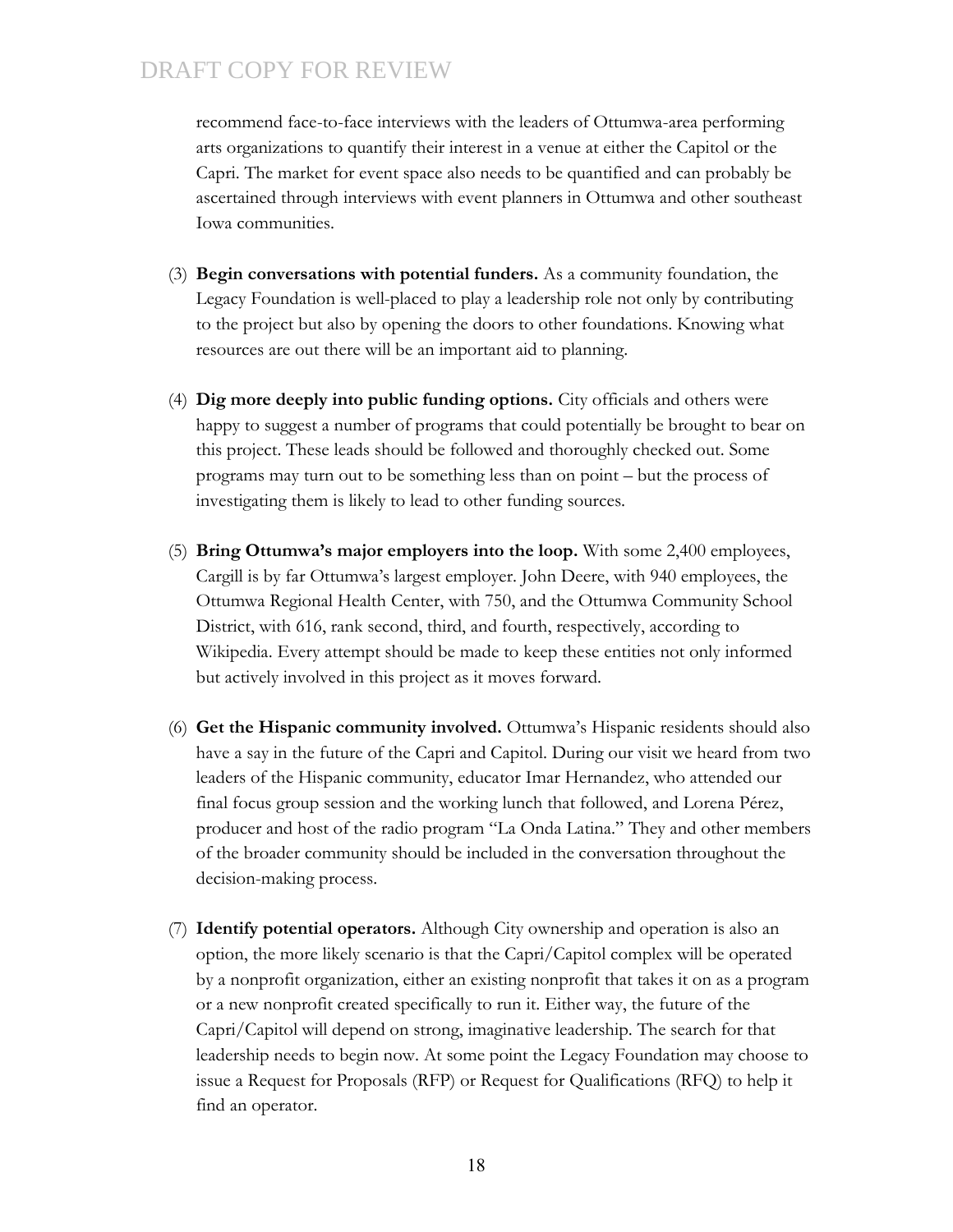recommend face-to-face interviews with the leaders of Ottumwa-area performing arts organizations to quantify their interest in a venue at either the Capitol or the Capri. The market for event space also needs to be quantified and can probably be ascertained through interviews with event planners in Ottumwa and other southeast Iowa communities.

(3) **Begin conversations with potential funders.** As a community foundation, the Legacy Foundation is well-placed to play a leadership role not only by contributing to the project but also by opening the doors to other foundations. Knowing what resources are out there will be an important aid to planning.

(4) **Dig more deeply into public funding options.** City officials and others were happy to suggest a number of programs that could potentially be brought to bear on this project. These leads should be followed and thoroughly checked out. Some programs may turn out to be something less than on point – but the process of investigating them is likely to lead to other funding sources.

(5) **Bring Ottumwa's major employers into the loop.** With some 2,400 employees, Cargill is by far Ottumwa's largest employer. John Deere, with 940 employees, the Ottumwa Regional Health Center, with 750, and the Ottumwa Community School District, with 616, rank second, third, and fourth, respectively, according to Wikipedia. Every attempt should be made to keep these entities not only informed but actively involved in this project as it moves forward.

(6) **Get the Hispanic community involved.** Ottumwa's Hispanic residents should also have a say in the future of the Capri and Capitol. During our visit we heard from two leaders of the Hispanic community, educator Imar Hernandez, who attended our final focus group session and the working lunch that followed, and Lorena Pérez, producer and host of the radio program "La Onda Latina." They and other members of the broader community should be included in the conversation throughout the decision-making process.

(7) **Identify potential operators.** Although City ownership and operation is also an option, the more likely scenario is that the Capri/Capitol complex will be operated by a nonprofit organization, either an existing nonprofit that takes it on as a program or a new nonprofit created specifically to run it. Either way, the future of the Capri/Capitol will depend on strong, imaginative leadership. The search for that leadership needs to begin now. At some point the Legacy Foundation may choose to issue a Request for Proposals (RFP) or Request for Qualifications (RFQ) to help it find an operator.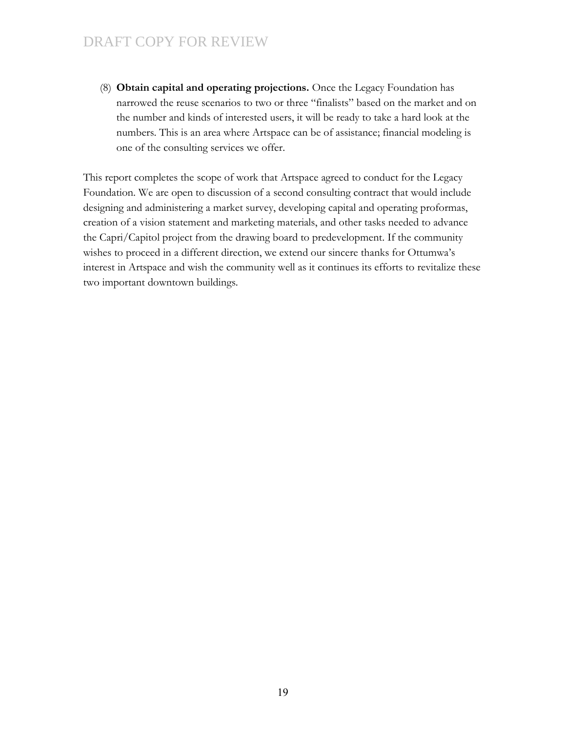(8) **Obtain capital and operating projections.** Once the Legacy Foundation has narrowed the reuse scenarios to two or three "finalists" based on the market and on the number and kinds of interested users, it will be ready to take a hard look at the numbers. This is an area where Artspace can be of assistance; financial modeling is one of the consulting services we offer.

This report completes the scope of work that Artspace agreed to conduct for the Legacy Foundation. We are open to discussion of a second consulting contract that would include designing and administering a market survey, developing capital and operating proformas, creation of a vision statement and marketing materials, and other tasks needed to advance the Capri/Capitol project from the drawing board to predevelopment. If the community wishes to proceed in a different direction, we extend our sincere thanks for Ottumwa's interest in Artspace and wish the community well as it continues its efforts to revitalize these two important downtown buildings.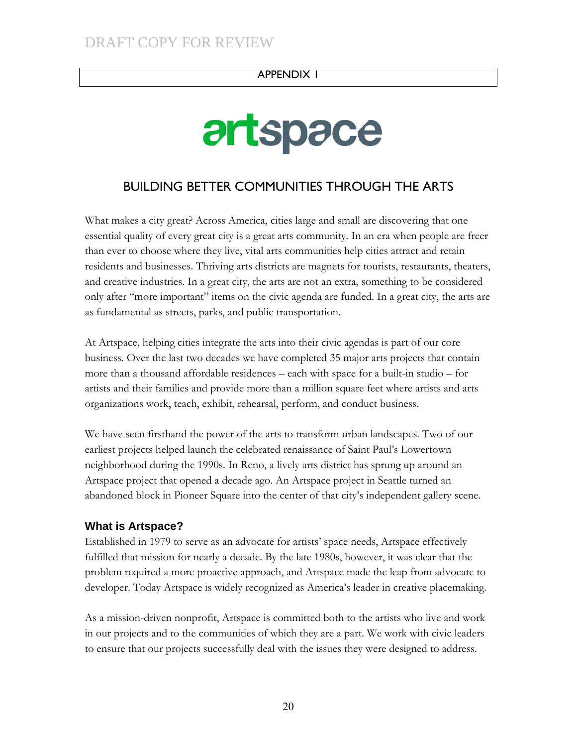DRAFT COPY FOR REVIEW

APPENDIX I

artspace

## BUILDING BETTER COMMUNITIES THROUGH THE ARTS

What makes a city great? Across America, cities large and small are discovering that one essential quality of every great city is a great arts community. In an era when people are freer than ever to choose where they live, vital arts communities help cities attract and retain residents and businesses. Thriving arts districts are magnets for tourists, restaurants, theaters, and creative industries. In a great city, the arts are not an extra, something to be considered only after "more important" items on the civic agenda are funded. In a great city, the arts are as fundamental as streets, parks, and public transportation.

At Artspace, helping cities integrate the arts into their civic agendas is part of our core business. Over the last two decades we have completed 35 major arts projects that contain more than a thousand affordable residences – each with space for a built-in studio – for artists and their families and provide more than a million square feet where artists and arts organizations work, teach, exhibit, rehearsal, perform, and conduct business.

We have seen firsthand the power of the arts to transform urban landscapes. Two of our earliest projects helped launch the celebrated renaissance of Saint Paul's Lowertown neighborhood during the 1990s. In Reno, a lively arts district has sprung up around an Artspace project that opened a decade ago. An Artspace project in Seattle turned an abandoned block in Pioneer Square into the center of that city's independent gallery scene.

### What is Artspace?

Established in 1979 to serve as an advocate for artists' space needs, Artspace effectively fulfilled that mission for nearly a decade. By the late 1980s, however, it was clear that the problem required a more proactive approach, and Artspace made the leap from advocate to developer. Today Artspace is widely recognized as America's leader in creative placemaking.

As a mission-driven nonprofit, Artspace is committed both to the artists who live and work in our projects and to the communities of which they are a part. We work with civic leaders to ensure that our projects successfully deal with the issues they were designed to address.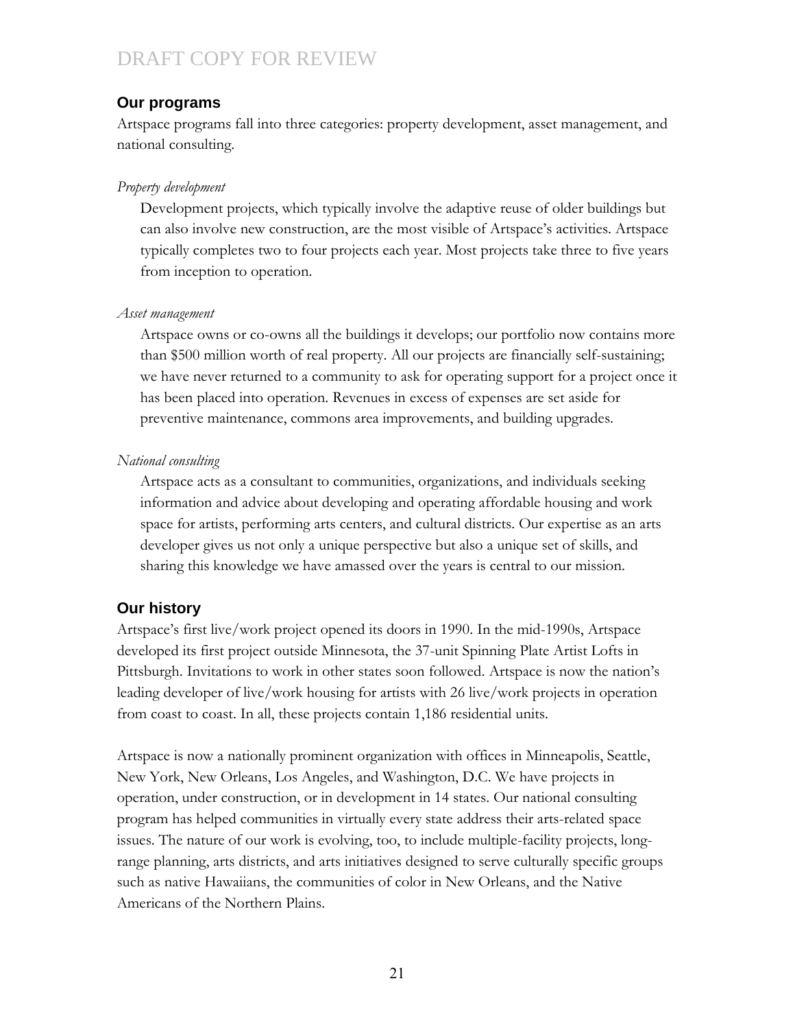DRAFT COPY FOR REVIEW

## Our programs

Artspace programs fall into three categories: property development, asset management, and national consulting.

*Property development*

Development projects, which typically involve the adaptive reuse of older buildings but can also involve new construction, are the most visible of Artspace's activities. Artspace typically completes two to four projects each year. Most projects take three to five years from inception to operation.

*Asset management*

Artspace owns or co-owns all the buildings it develops; our portfolio now contains more than $500 million worth of real property. All our projects are financially self-sustaining; we have never returned to a community to ask for operating support for a project once it has been placed into operation. Revenues in excess of expenses are set aside for preventive maintenance, commons area improvements, and building upgrades.

*National consulting*

Artspace acts as a consultant to communities, organizations, and individuals seeking information and advice about developing and operating affordable housing and work space for artists, performing arts centers, and cultural districts. Our expertise as an arts developer gives us not only a unique perspective but also a unique set of skills, and sharing this knowledge we have amassed over the years is central to our mission.

## Our history

Artspace's first live/work project opened its doors in 1990. In the mid-1990s, Artspace developed its first project outside Minnesota, the 37-unit Spinning Plate Artist Lofts in Pittsburgh. Invitations to work in other states soon followed. Artspace is now the nation's leading developer of live/work housing for artists with 26 live/work projects in operation from coast to coast. In all, these projects contain 1,186 residential units.

Artspace is now a nationally prominent organization with offices in Minneapolis, Seattle, New York, New Orleans, Los Angeles, and Washington, D.C. We have projects in operation, under construction, or in development in 14 states. Our national consulting program has helped communities in virtually every state address their arts-related space issues. The nature of our work is evolving, too, to include multiple-facility projects, long-range planning, arts districts, and arts initiatives designed to serve culturally specific groups such as native Hawaiians, the communities of color in New Orleans, and the Native Americans of the Northern Plains.